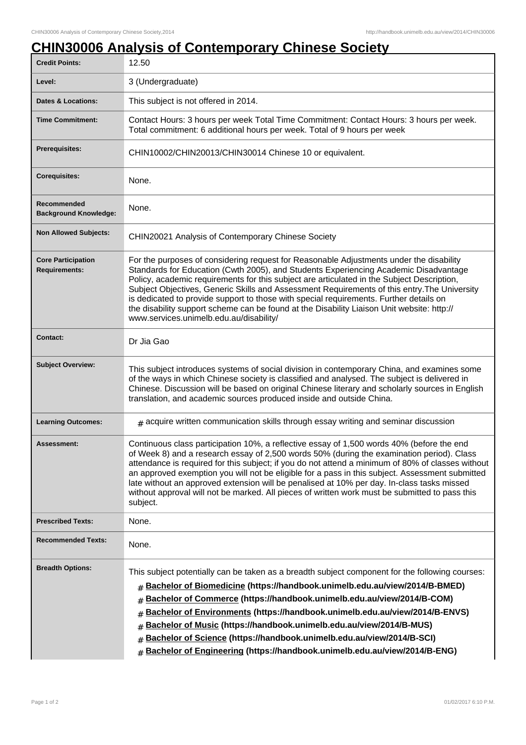# CHIN30006 Analysis of Contemporary Chinese Society

| | |
|---|---|
| **Credit Points:** | 12.50 |
| **Level:** | 3 (Undergraduate) |
| **Dates & Locations:** | This subject is not offered in 2014. |
| **Time Commitment:** | Contact Hours: 3 hours per week Total Time Commitment: Contact Hours: 3 hours per week. Total commitment: 6 additional hours per week. Total of 9 hours per week |
| **Prerequisites:** | CHIN10002/CHIN20013/CHIN30014 Chinese 10 or equivalent. |
| **Corequisites:** | None. |
| **Recommended Background Knowledge:** | None. |
| **Non Allowed Subjects:** | CHIN20021 Analysis of Contemporary Chinese Society |
| **Core Participation Requirements:** | For the purposes of considering request for Reasonable Adjustments under the disability Standards for Education (Cwth 2005), and Students Experiencing Academic Disadvantage Policy, academic requirements for this subject are articulated in the Subject Description, Subject Objectives, Generic Skills and Assessment Requirements of this entry.The University is dedicated to provide support to those with special requirements. Further details on the disability support scheme can be found at the Disability Liaison Unit website: http://www.services.unimelb.edu.au/disability/ |
| **Contact:** | Dr Jia Gao |
| **Subject Overview:** | This subject introduces systems of social division in contemporary China, and examines some of the ways in which Chinese society is classified and analysed. The subject is delivered in Chinese. Discussion will be based on original Chinese literary and scholarly sources in English translation, and academic sources produced inside and outside China. |
| **Learning Outcomes:** | # acquire written communication skills through essay writing and seminar discussion |
| **Assessment:** | Continuous class participation 10%, a reflective essay of 1,500 words 40% (before the end of Week 8) and a research essay of 2,500 words 50% (during the examination period). Class attendance is required for this subject; if you do not attend a minimum of 80% of classes without an approved exemption you will not be eligible for a pass in this subject. Assessment submitted late without an approved extension will be penalised at 10% per day. In-class tasks missed without approval will not be marked. All pieces of written work must be submitted to pass this subject. |
| **Prescribed Texts:** | None. |
| **Recommended Texts:** | None. |
| **Breadth Options:** | This subject potentially can be taken as a breadth subject component for the following courses:<br># **Bachelor of Biomedicine (https://handbook.unimelb.edu.au/view/2014/B-BMED)**<br># **Bachelor of Commerce (https://handbook.unimelb.edu.au/view/2014/B-COM)**<br># **Bachelor of Environments (https://handbook.unimelb.edu.au/view/2014/B-ENVS)**<br># **Bachelor of Music (https://handbook.unimelb.edu.au/view/2014/B-MUS)**<br># **Bachelor of Science (https://handbook.unimelb.edu.au/view/2014/B-SCI)**<br># **Bachelor of Engineering (https://handbook.unimelb.edu.au/view/2014/B-ENG)** |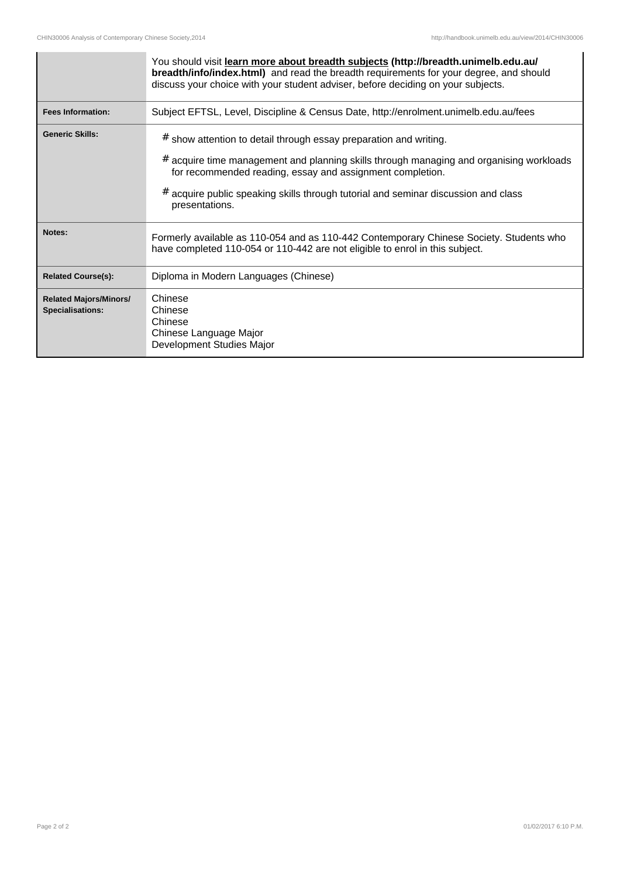| | |
|---|---|
| | You should visit **learn more about breadth subjects (http://breadth.unimelb.edu.au/breadth/info/index.html)** and read the breadth requirements for your degree, and should discuss your choice with your student adviser, before deciding on your subjects. |
| **Fees Information:** | Subject EFTSL, Level, Discipline & Census Date, http://enrolment.unimelb.edu.au/fees |
| **Generic Skills:** | # show attention to detail through essay preparation and writing.<br># acquire time management and planning skills through managing and organising workloads for recommended reading, essay and assignment completion.<br># acquire public speaking skills through tutorial and seminar discussion and class presentations. |
| **Notes:** | Formerly available as 110-054 and as 110-442 Contemporary Chinese Society. Students who have completed 110-054 or 110-442 are not eligible to enrol in this subject. |
| **Related Course(s):** | Diploma in Modern Languages (Chinese) |
| **Related Majors/Minors/ Specialisations:** | Chinese<br>Chinese<br>Chinese<br>Chinese Language Major<br>Development Studies Major |